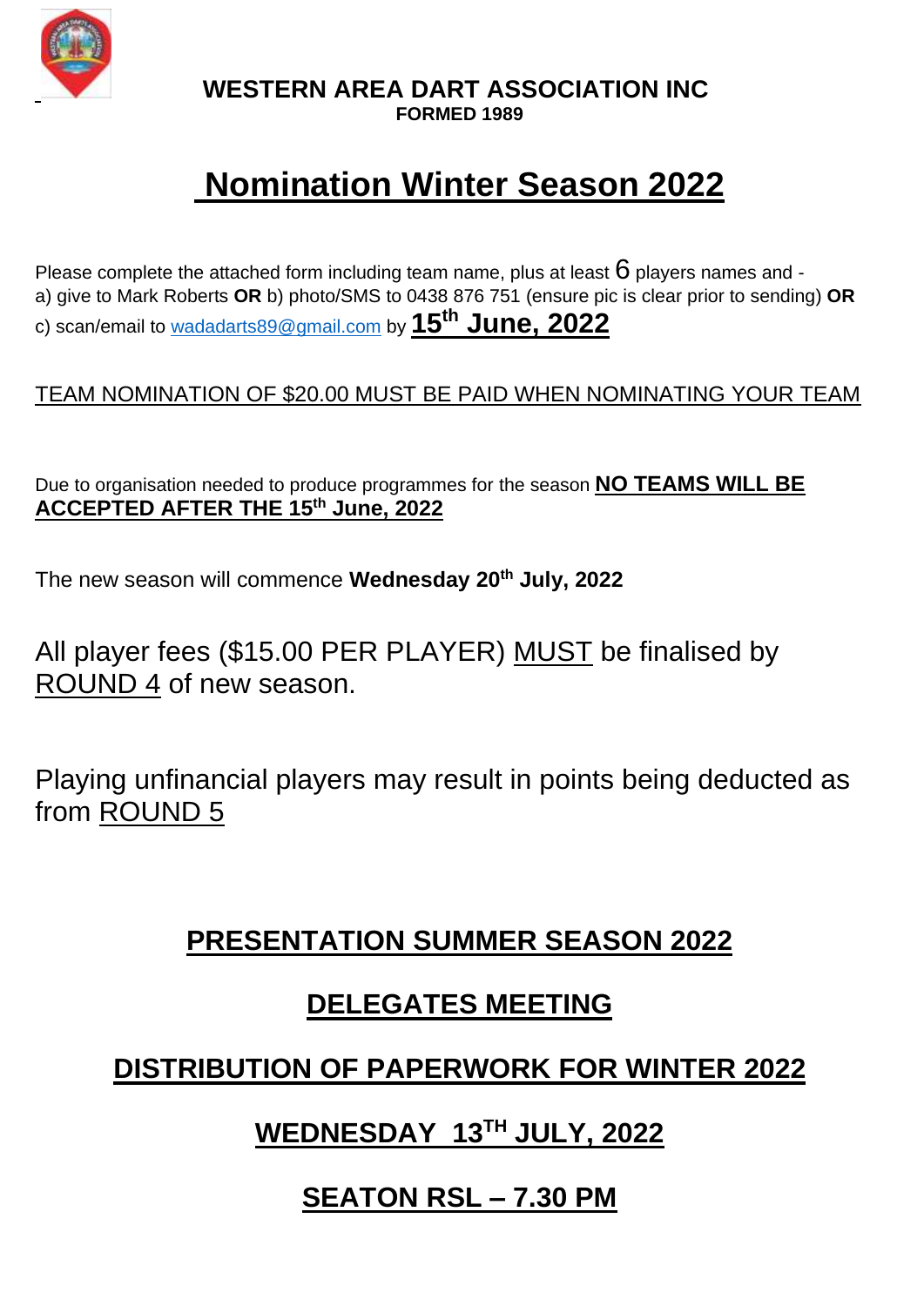**WESTERN AREA DART ASSOCIATION INC**
**FORMED 1989**

# Nomination Winter Season 2022

Please complete the attached form including team name, plus at least 6 players names and -
a) give to Mark Roberts **OR** b) photo/SMS to 0438 876 751 (ensure pic is clear prior to sending) **OR** c) scan/email to wadadarts89@gmail.com by **15th June, 2022**

TEAM NOMINATION OF $20.00 MUST BE PAID WHEN NOMINATING YOUR TEAM

Due to organisation needed to produce programmes for the season **NO TEAMS WILL BE ACCEPTED AFTER THE 15th June, 2022**

The new season will commence **Wednesday 20th July, 2022**

All player fees ($15.00 PER PLAYER) MUST be finalised by ROUND 4 of new season.

Playing unfinancial players may result in points being deducted as from ROUND 5

## PRESENTATION SUMMER SEASON 2022

## DELEGATES MEETING

## DISTRIBUTION OF PAPERWORK FOR WINTER 2022

## WEDNESDAY 13TH JULY, 2022

## SEATON RSL – 7.30 PM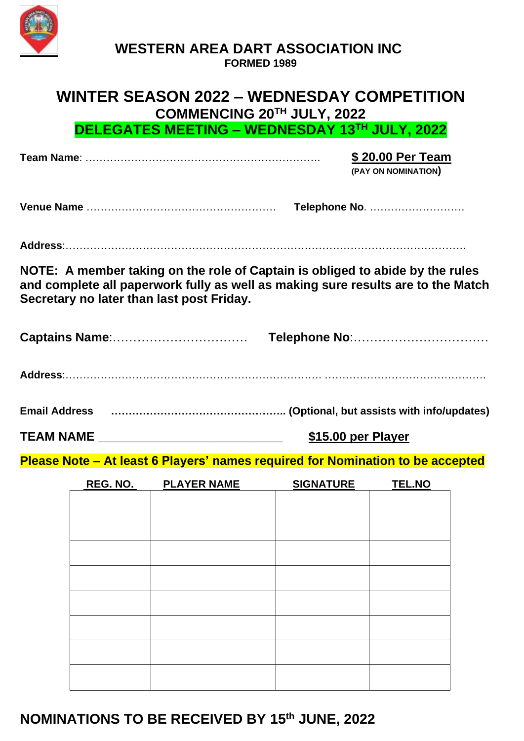# WESTERN AREA DART ASSOCIATION INC

**FORMED 1989**

## WINTER SEASON 2022 – WEDNESDAY COMPETITION

### COMMENCING 20TH JULY, 2022

### DELEGATES MEETING – WEDNESDAY 13TH JULY, 2022

**Team Name**: ………………………………………………………… **$ 20.00 Per Team** **(PAY ON NOMINATION)**

**Venue Name** ……………………………………………… **Telephone No**. ………………………

**Address**:…………………………………………………………………………………………………

**NOTE: A member taking on the role of Captain is obliged to abide by the rules and complete all paperwork fully as well as making sure results are to the Match Secretary no later than last post Friday.**

**Captains Name**:…………………………… **Telephone No**:……………………………

**Address**:………………………………………………………………. ………………………………………

**Email Address** ………………………………………….. **(Optional, but assists with info/updates)**

**TEAM NAME** ____________________________ **$15.00 per Player**

**Please Note – At least 6 Players' names required for Nomination to be accepted**

| REG. NO. | PLAYER NAME | SIGNATURE | TEL.NO |
|---|---|---|---|
| | | | |
| | | | |
| | | | |
| | | | |
| | | | |
| | | | |
| | | | |
| | | | |

**NOMINATIONS TO BE RECEIVED BY 15th JUNE, 2022**